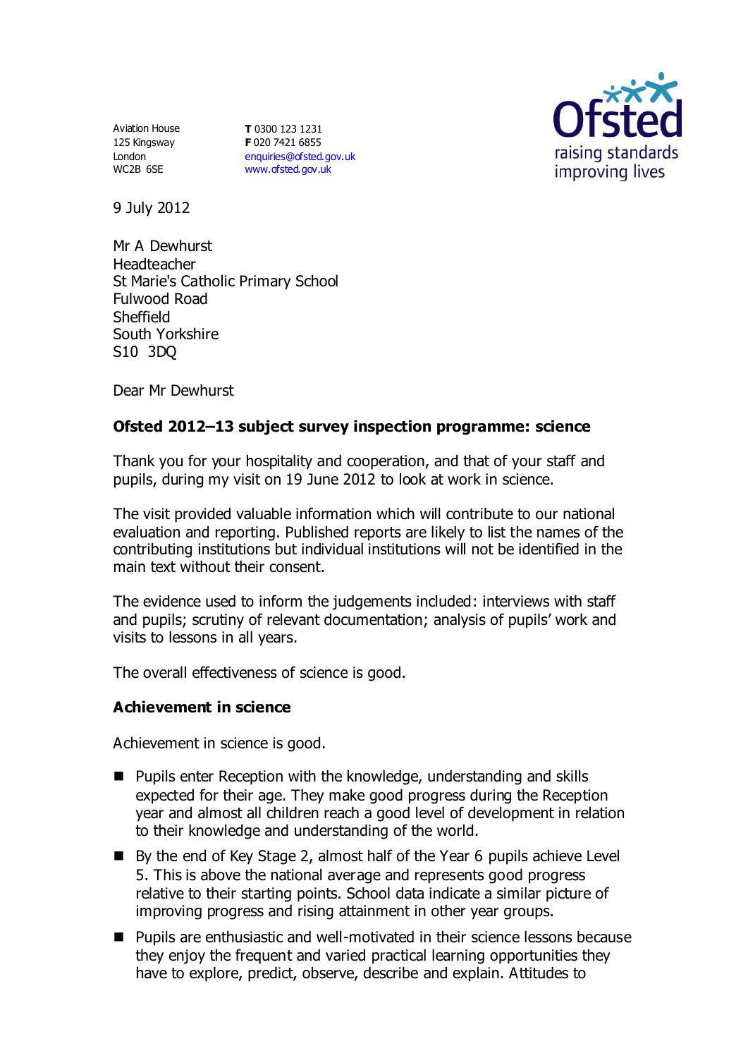Aviation House
125 Kingsway
London
WC2B 6SE

**T** 0300 123 1231
**F** 020 7421 6855
enquiries@ofsted.gov.uk
www.ofsted.gov.uk

Ofsted
raising standards
improving lives

9 July 2012

Mr A Dewhurst
Headteacher
St Marie's Catholic Primary School
Fulwood Road
Sheffield
South Yorkshire
S10 3DQ

Dear Mr Dewhurst

**Ofsted 2012–13 subject survey inspection programme: science**

Thank you for your hospitality and cooperation, and that of your staff and pupils, during my visit on 19 June 2012 to look at work in science.

The visit provided valuable information which will contribute to our national evaluation and reporting. Published reports are likely to list the names of the contributing institutions but individual institutions will not be identified in the main text without their consent.

The evidence used to inform the judgements included: interviews with staff and pupils; scrutiny of relevant documentation; analysis of pupils' work and visits to lessons in all years.

The overall effectiveness of science is good.

## Achievement in science

Achievement in science is good.

- Pupils enter Reception with the knowledge, understanding and skills expected for their age. They make good progress during the Reception year and almost all children reach a good level of development in relation to their knowledge and understanding of the world.
- By the end of Key Stage 2, almost half of the Year 6 pupils achieve Level 5. This is above the national average and represents good progress relative to their starting points. School data indicate a similar picture of improving progress and rising attainment in other year groups.
- Pupils are enthusiastic and well-motivated in their science lessons because they enjoy the frequent and varied practical learning opportunities they have to explore, predict, observe, describe and explain. Attitudes to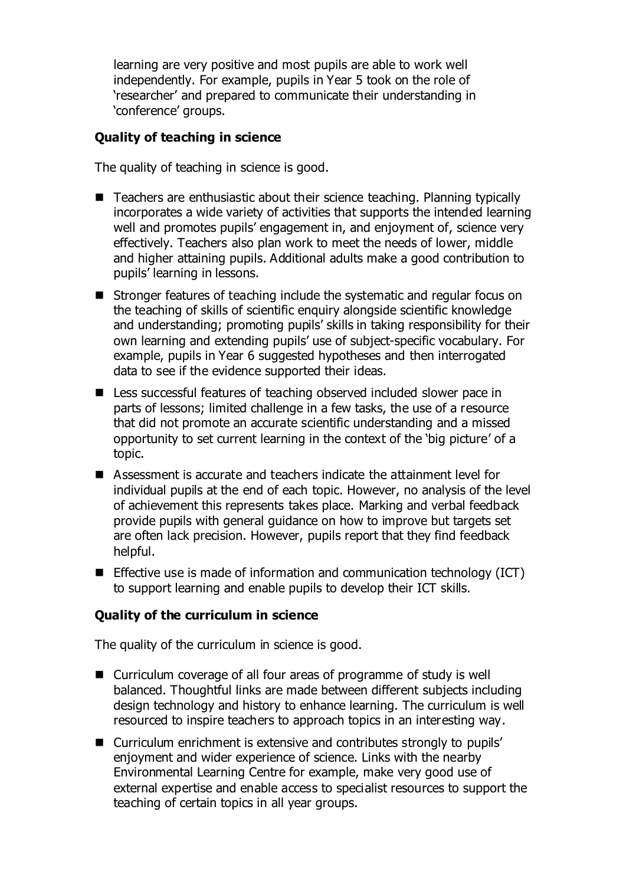learning are very positive and most pupils are able to work well independently. For example, pupils in Year 5 took on the role of 'researcher' and prepared to communicate their understanding in 'conference' groups.

### Quality of teaching in science

The quality of teaching in science is good.

- Teachers are enthusiastic about their science teaching. Planning typically incorporates a wide variety of activities that supports the intended learning well and promotes pupils' engagement in, and enjoyment of, science very effectively. Teachers also plan work to meet the needs of lower, middle and higher attaining pupils. Additional adults make a good contribution to pupils' learning in lessons.
- Stronger features of teaching include the systematic and regular focus on the teaching of skills of scientific enquiry alongside scientific knowledge and understanding; promoting pupils' skills in taking responsibility for their own learning and extending pupils' use of subject-specific vocabulary. For example, pupils in Year 6 suggested hypotheses and then interrogated data to see if the evidence supported their ideas.
- Less successful features of teaching observed included slower pace in parts of lessons; limited challenge in a few tasks, the use of a resource that did not promote an accurate scientific understanding and a missed opportunity to set current learning in the context of the 'big picture' of a topic.
- Assessment is accurate and teachers indicate the attainment level for individual pupils at the end of each topic. However, no analysis of the level of achievement this represents takes place. Marking and verbal feedback provide pupils with general guidance on how to improve but targets set are often lack precision. However, pupils report that they find feedback helpful.
- Effective use is made of information and communication technology (ICT) to support learning and enable pupils to develop their ICT skills.

### Quality of the curriculum in science

The quality of the curriculum in science is good.

- Curriculum coverage of all four areas of programme of study is well balanced. Thoughtful links are made between different subjects including design technology and history to enhance learning. The curriculum is well resourced to inspire teachers to approach topics in an interesting way.
- Curriculum enrichment is extensive and contributes strongly to pupils' enjoyment and wider experience of science. Links with the nearby Environmental Learning Centre for example, make very good use of external expertise and enable access to specialist resources to support the teaching of certain topics in all year groups.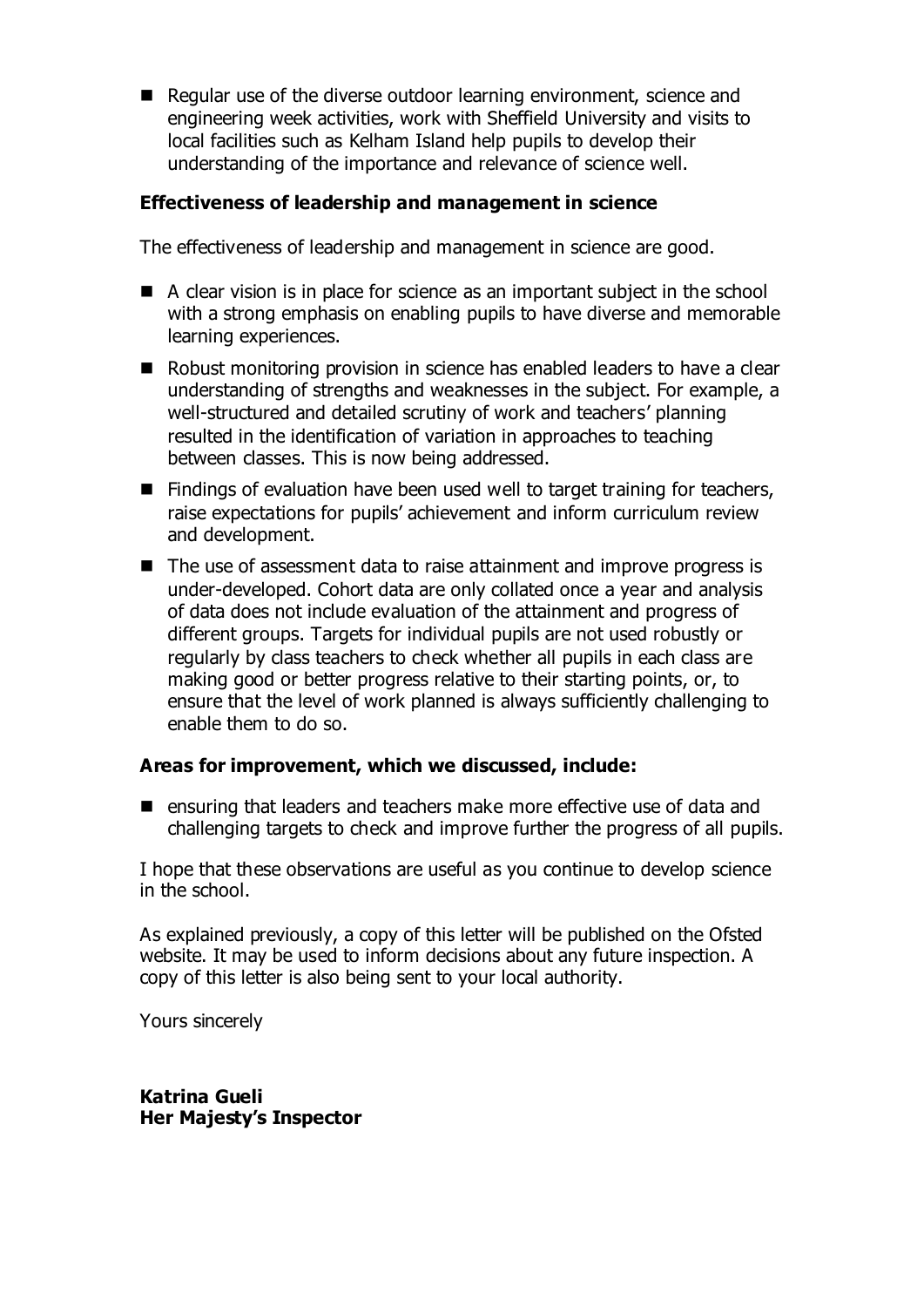- Regular use of the diverse outdoor learning environment, science and engineering week activities, work with Sheffield University and visits to local facilities such as Kelham Island help pupils to develop their understanding of the importance and relevance of science well.

**Effectiveness of leadership and management in science**

The effectiveness of leadership and management in science are good.

- A clear vision is in place for science as an important subject in the school with a strong emphasis on enabling pupils to have diverse and memorable learning experiences.
- Robust monitoring provision in science has enabled leaders to have a clear understanding of strengths and weaknesses in the subject. For example, a well-structured and detailed scrutiny of work and teachers' planning resulted in the identification of variation in approaches to teaching between classes. This is now being addressed.
- Findings of evaluation have been used well to target training for teachers, raise expectations for pupils' achievement and inform curriculum review and development.
- The use of assessment data to raise attainment and improve progress is under-developed. Cohort data are only collated once a year and analysis of data does not include evaluation of the attainment and progress of different groups. Targets for individual pupils are not used robustly or regularly by class teachers to check whether all pupils in each class are making good or better progress relative to their starting points, or, to ensure that the level of work planned is always sufficiently challenging to enable them to do so.

**Areas for improvement, which we discussed, include:**

- ensuring that leaders and teachers make more effective use of data and challenging targets to check and improve further the progress of all pupils.

I hope that these observations are useful as you continue to develop science in the school.

As explained previously, a copy of this letter will be published on the Ofsted website. It may be used to inform decisions about any future inspection. A copy of this letter is also being sent to your local authority.

Yours sincerely

**Katrina Gueli**
**Her Majesty's Inspector**